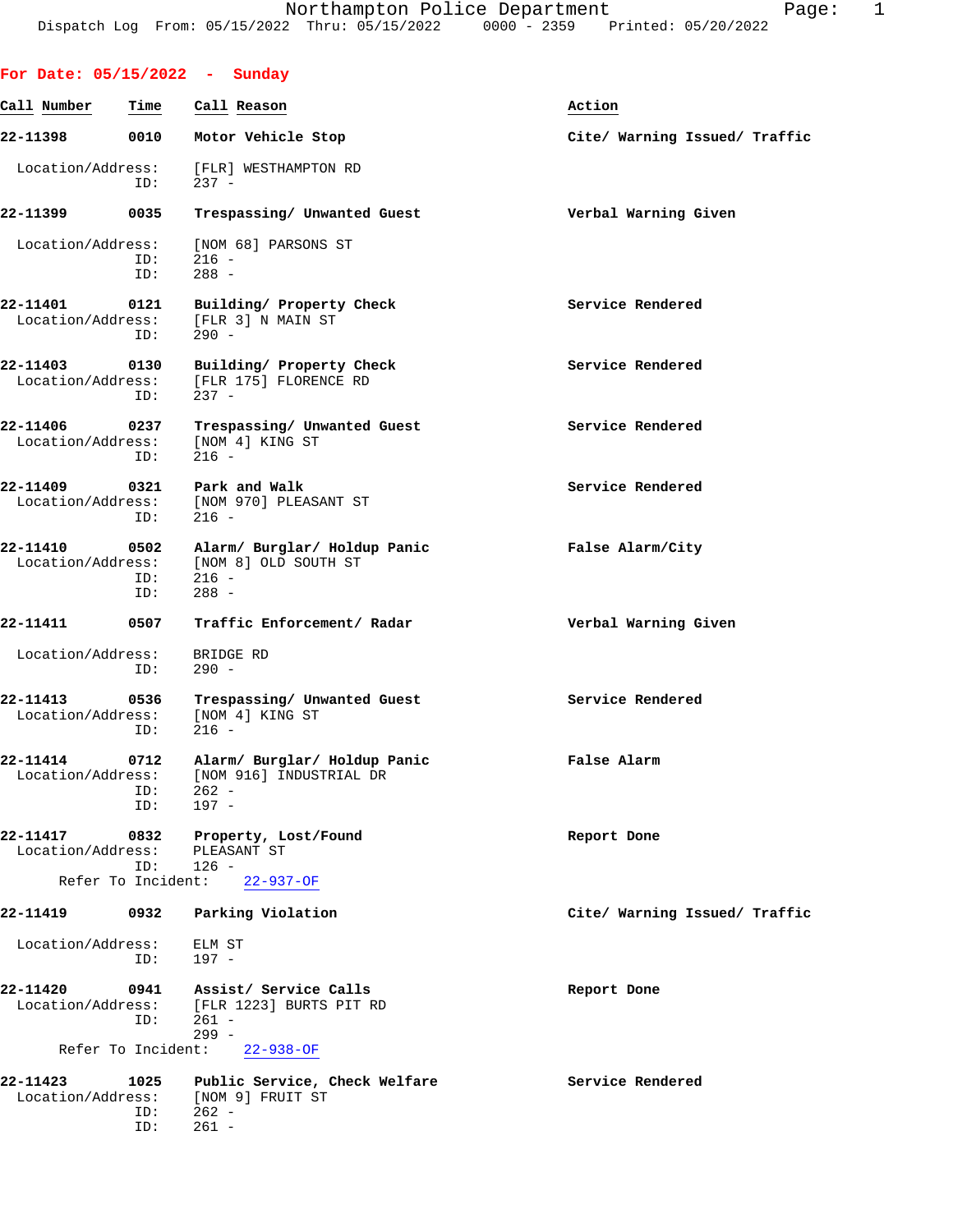# Northampton Police Department

Dispatch Log From: 05/15/2022 Thru: 05/15/2022 0000 - 2359 Printed: 05/20/2022

## For Date: 05/15/2022 - Sunday

| Call Number | Time | Call Reason | Action |
|---|---|---|---|
| 22-11398 | 0010 | Motor Vehicle Stop | Cite/ Warning Issued/ Traffic |

Location/Address: [FLR] WESTHAMPTON RD
ID: 237 -

| Call Number | Time | Call Reason | Action |
|---|---|---|---|
| 22-11399 | 0035 | Trespassing/ Unwanted Guest | Verbal Warning Given |

Location/Address: [NOM 68] PARSONS ST
ID: 216 -
ID: 288 -

| Call Number | Time | Call Reason | Action |
|---|---|---|---|
| 22-11401 | 0121 | Building/ Property Check | Service Rendered |

Location/Address: [FLR 3] N MAIN ST
ID: 290 -

| Call Number | Time | Call Reason | Action |
|---|---|---|---|
| 22-11403 | 0130 | Building/ Property Check | Service Rendered |

Location/Address: [FLR 175] FLORENCE RD
ID: 237 -

| Call Number | Time | Call Reason | Action |
|---|---|---|---|
| 22-11406 | 0237 | Trespassing/ Unwanted Guest | Service Rendered |

Location/Address: [NOM 4] KING ST
ID: 216 -

| Call Number | Time | Call Reason | Action |
|---|---|---|---|
| 22-11409 | 0321 | Park and Walk | Service Rendered |

Location/Address: [NOM 970] PLEASANT ST
ID: 216 -

| Call Number | Time | Call Reason | Action |
|---|---|---|---|
| 22-11410 | 0502 | Alarm/ Burglar/ Holdup Panic | False Alarm/City |

Location/Address: [NOM 8] OLD SOUTH ST
ID: 216 -
ID: 288 -

| Call Number | Time | Call Reason | Action |
|---|---|---|---|
| 22-11411 | 0507 | Traffic Enforcement/ Radar | Verbal Warning Given |

Location/Address: BRIDGE RD
ID: 290 -

| Call Number | Time | Call Reason | Action |
|---|---|---|---|
| 22-11413 | 0536 | Trespassing/ Unwanted Guest | Service Rendered |

Location/Address: [NOM 4] KING ST
ID: 216 -

| Call Number | Time | Call Reason | Action |
|---|---|---|---|
| 22-11414 | 0712 | Alarm/ Burglar/ Holdup Panic | False Alarm |

Location/Address: [NOM 916] INDUSTRIAL DR
ID: 262 -
ID: 197 -

| Call Number | Time | Call Reason | Action |
|---|---|---|---|
| 22-11417 | 0832 | Property, Lost/Found | Report Done |

Location/Address: PLEASANT ST
ID: 126 -
Refer To Incident: 22-937-OF

| Call Number | Time | Call Reason | Action |
|---|---|---|---|
| 22-11419 | 0932 | Parking Violation | Cite/ Warning Issued/ Traffic |

Location/Address: ELM ST
ID: 197 -

| Call Number | Time | Call Reason | Action |
|---|---|---|---|
| 22-11420 | 0941 | Assist/ Service Calls | Report Done |

Location/Address: [FLR 1223] BURTS PIT RD
ID: 261 -
299 -
Refer To Incident: 22-938-OF

| Call Number | Time | Call Reason | Action |
|---|---|---|---|
| 22-11423 | 1025 | Public Service, Check Welfare | Service Rendered |

Location/Address: [NOM 9] FRUIT ST
ID: 262 -
ID: 261 -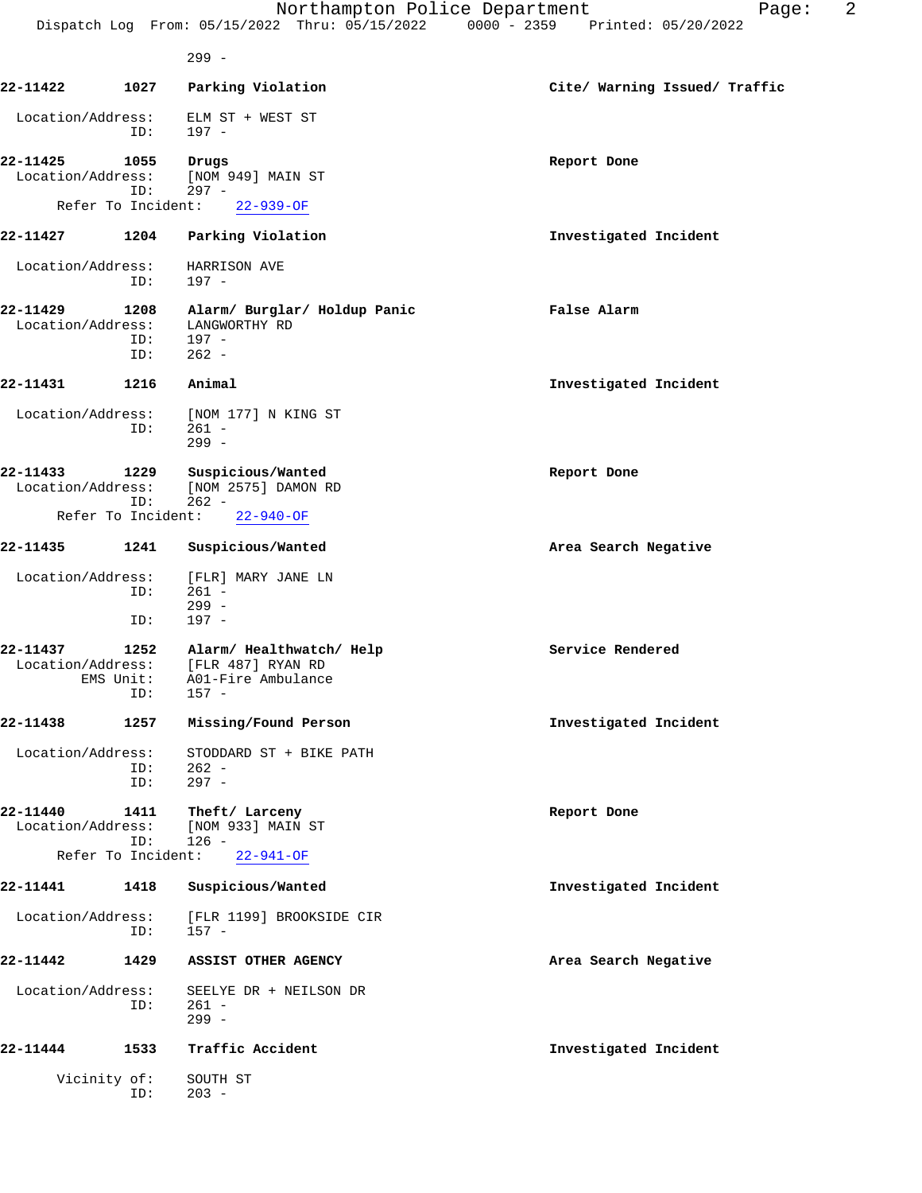299 -

**22-11422 1027 Parking Violation** — **Cite/ Warning Issued/ Traffic**

Location/Address: ELM ST + WEST ST
ID: 197 -

**22-11425 1055 Drugs** — **Report Done**

Location/Address: [NOM 949] MAIN ST
ID: 297 -
Refer To Incident: 22-939-OF

**22-11427 1204 Parking Violation** — **Investigated Incident**

Location/Address: HARRISON AVE
ID: 197 -

**22-11429 1208 Alarm/ Burglar/ Holdup Panic** — **False Alarm**

Location/Address: LANGWORTHY RD
ID: 197 -
ID: 262 -

**22-11431 1216 Animal** — **Investigated Incident**

Location/Address: [NOM 177] N KING ST
ID: 261 -
299 -

**22-11433 1229 Suspicious/Wanted** — **Report Done**

Location/Address: [NOM 2575] DAMON RD
ID: 262 -
Refer To Incident: 22-940-OF

**22-11435 1241 Suspicious/Wanted** — **Area Search Negative**

Location/Address: [FLR] MARY JANE LN
ID: 261 -
299 -
ID: 197 -

**22-11437 1252 Alarm/ Healthwatch/ Help** — **Service Rendered**

Location/Address: [FLR 487] RYAN RD
EMS Unit: A01-Fire Ambulance
ID: 157 -

**22-11438 1257 Missing/Found Person** — **Investigated Incident**

Location/Address: STODDARD ST + BIKE PATH
ID: 262 -
ID: 297 -

**22-11440 1411 Theft/ Larceny** — **Report Done**

Location/Address: [NOM 933] MAIN ST
ID: 126 -
Refer To Incident: 22-941-OF

**22-11441 1418 Suspicious/Wanted** — **Investigated Incident**

Location/Address: [FLR 1199] BROOKSIDE CIR
ID: 157 -

**22-11442 1429 ASSIST OTHER AGENCY** — **Area Search Negative**

Location/Address: SEELYE DR + NEILSON DR
ID: 261 -
299 -

**22-11444 1533 Traffic Accident** — **Investigated Incident**

Vicinity of: SOUTH ST
ID: 203 -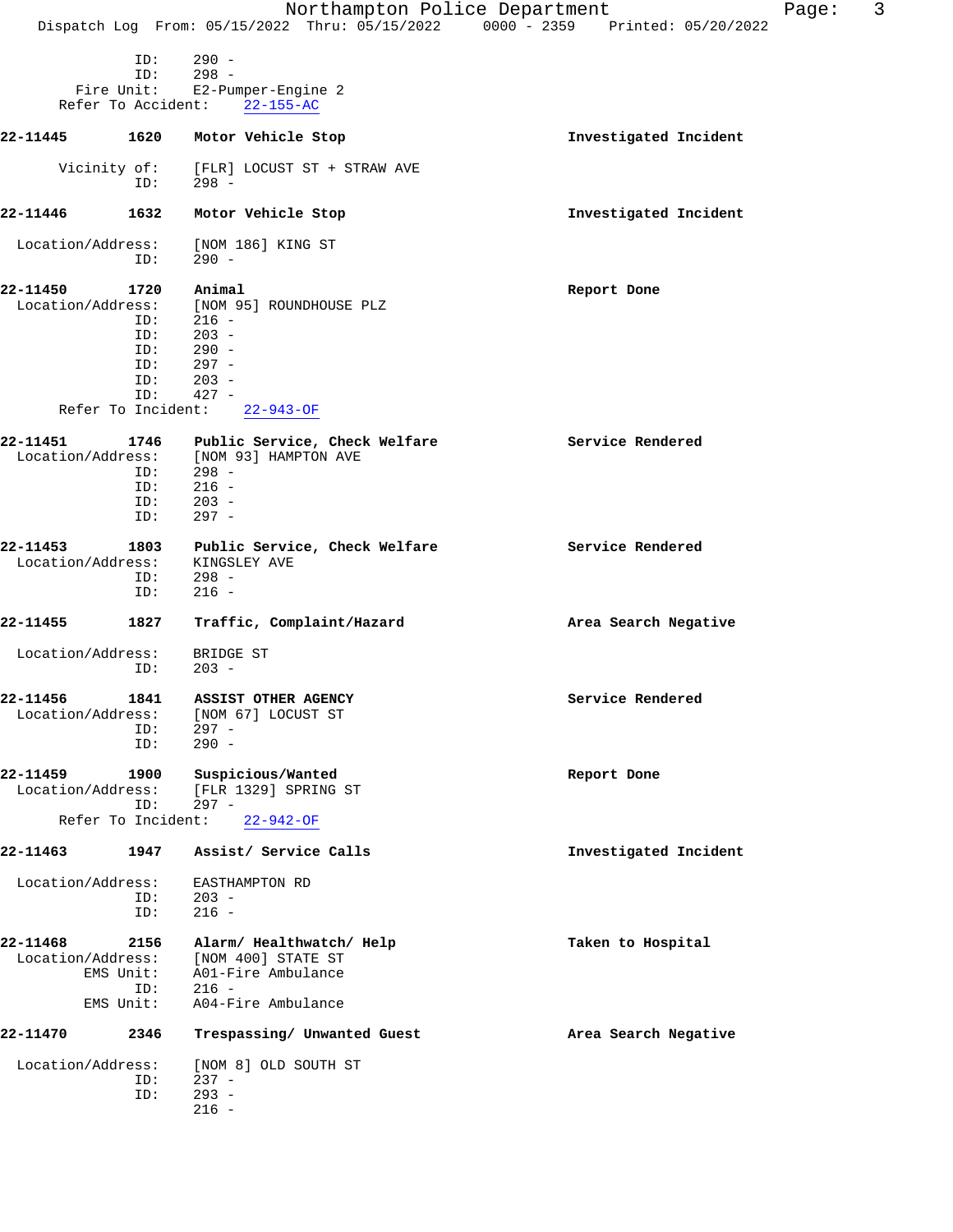ID: 290 -
ID: 298 -
Fire Unit: E2-Pumper-Engine 2
Refer To Accident: 22-155-AC

**22-11445 1620 Motor Vehicle Stop** **Investigated Incident**

Vicinity of: [FLR] LOCUST ST + STRAW AVE
ID: 298 -

**22-11446 1632 Motor Vehicle Stop** **Investigated Incident**

Location/Address: [NOM 186] KING ST
ID: 290 -

**22-11450 1720 Animal** **Report Done**
Location/Address: [NOM 95] ROUNDHOUSE PLZ
ID: 216 -
ID: 203 -
ID: 290 -
ID: 297 -
ID: 203 -
ID: 427 -
Refer To Incident: 22-943-OF

**22-11451 1746 Public Service, Check Welfare** **Service Rendered**
Location/Address: [NOM 93] HAMPTON AVE
ID: 298 -
ID: 216 -
ID: 203 -
ID: 297 -

**22-11453 1803 Public Service, Check Welfare** **Service Rendered**
Location/Address: KINGSLEY AVE
ID: 298 -
ID: 216 -

**22-11455 1827 Traffic, Complaint/Hazard** **Area Search Negative**

Location/Address: BRIDGE ST
ID: 203 -

**22-11456 1841 ASSIST OTHER AGENCY** **Service Rendered**
Location/Address: [NOM 67] LOCUST ST
ID: 297 -
ID: 290 -

**22-11459 1900 Suspicious/Wanted** **Report Done**
Location/Address: [FLR 1329] SPRING ST
ID: 297 -
Refer To Incident: 22-942-OF

**22-11463 1947 Assist/ Service Calls** **Investigated Incident**

Location/Address: EASTHAMPTON RD
ID: 203 -
ID: 216 -

**22-11468 2156 Alarm/ Healthwatch/ Help** **Taken to Hospital**
Location/Address: [NOM 400] STATE ST
EMS Unit: A01-Fire Ambulance
ID: 216 -
EMS Unit: A04-Fire Ambulance

**22-11470 2346 Trespassing/ Unwanted Guest** **Area Search Negative**

Location/Address: [NOM 8] OLD SOUTH ST
ID: 237 -
ID: 293 -
216 -